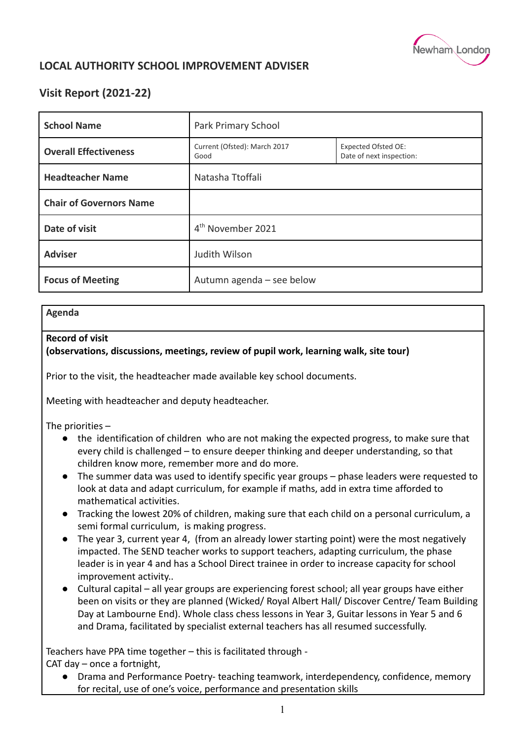## LOCAL AUTHORITY SCHOOL IMPROVEMENT ADVISER

## Visit Report (2021-22)

| | | |
|---|---|---|
| **School Name** | Park Primary School | |
| **Overall Effectiveness** | Current (Ofsted): March 2017 Good | Expected Ofsted OE: Date of next inspection: |
| **Headteacher Name** | Natasha Ttoffali | |
| **Chair of Governors Name** | | |
| **Date of visit** | 4th November 2021 | |
| **Adviser** | Judith Wilson | |
| **Focus of Meeting** | Autumn agenda – see below | |

**Agenda**

**Record of visit**
**(observations, discussions, meetings, review of pupil work, learning walk, site tour)**

Prior to the visit, the headteacher made available key school documents.

Meeting with headteacher and deputy headteacher.

The priorities –

- the identification of children who are not making the expected progress, to make sure that every child is challenged – to ensure deeper thinking and deeper understanding, so that children know more, remember more and do more.
- The summer data was used to identify specific year groups – phase leaders were requested to look at data and adapt curriculum, for example if maths, add in extra time afforded to mathematical activities.
- Tracking the lowest 20% of children, making sure that each child on a personal curriculum, a semi formal curriculum, is making progress.
- The year 3, current year 4, (from an already lower starting point) were the most negatively impacted. The SEND teacher works to support teachers, adapting curriculum, the phase leader is in year 4 and has a School Direct trainee in order to increase capacity for school improvement activity..
- Cultural capital – all year groups are experiencing forest school; all year groups have either been on visits or they are planned (Wicked/ Royal Albert Hall/ Discover Centre/ Team Building Day at Lambourne End). Whole class chess lessons in Year 3, Guitar lessons in Year 5 and 6 and Drama, facilitated by specialist external teachers has all resumed successfully.

Teachers have PPA time together – this is facilitated through -
CAT day – once a fortnight,

- Drama and Performance Poetry- teaching teamwork, interdependency, confidence, memory for recital, use of one's voice, performance and presentation skills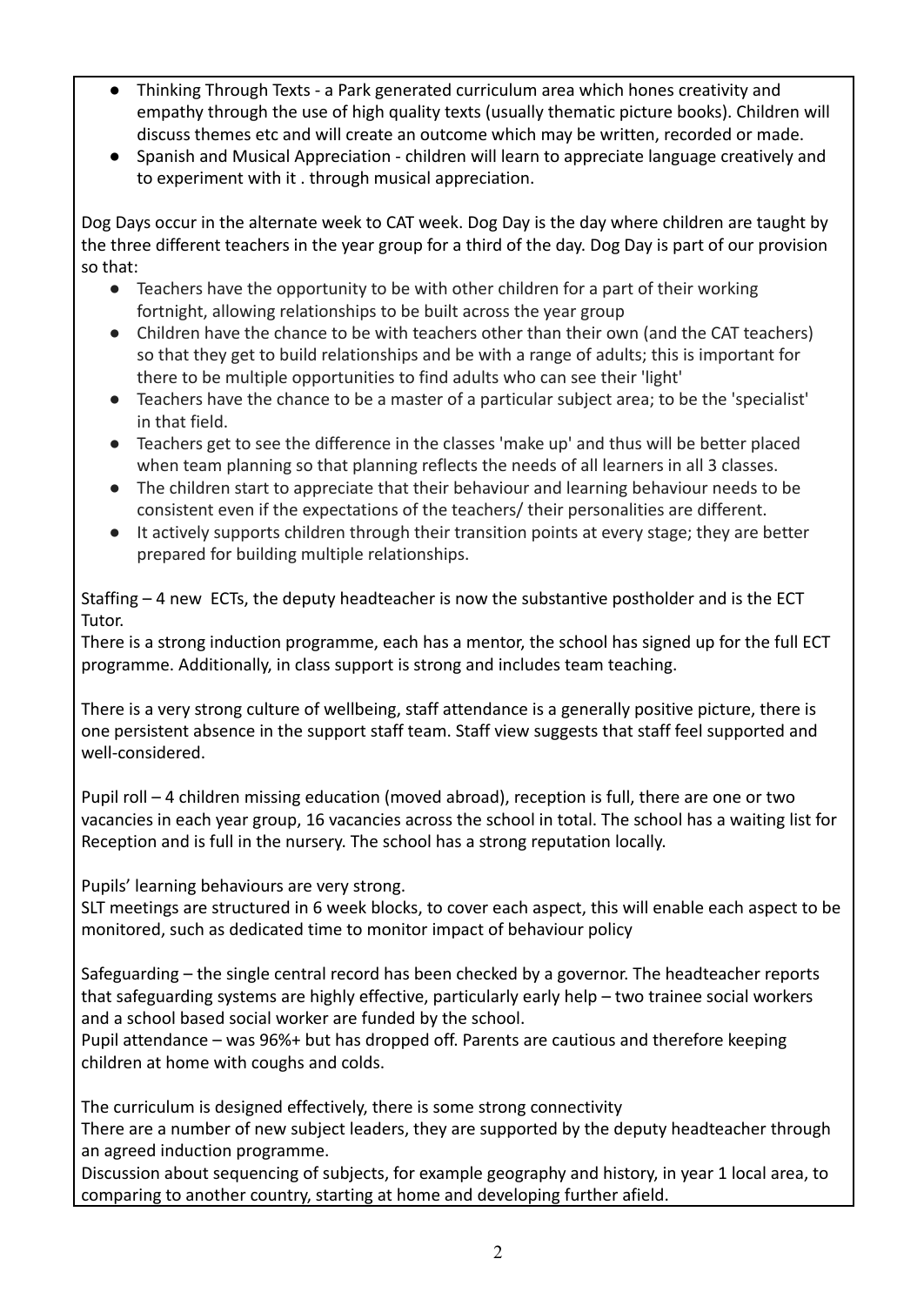- Thinking Through Texts - a Park generated curriculum area which hones creativity and empathy through the use of high quality texts (usually thematic picture books). Children will discuss themes etc and will create an outcome which may be written, recorded or made.
- Spanish and Musical Appreciation - children will learn to appreciate language creatively and to experiment with it . through musical appreciation.

Dog Days occur in the alternate week to CAT week. Dog Day is the day where children are taught by the three different teachers in the year group for a third of the day. Dog Day is part of our provision so that:

- Teachers have the opportunity to be with other children for a part of their working fortnight, allowing relationships to be built across the year group
- Children have the chance to be with teachers other than their own (and the CAT teachers) so that they get to build relationships and be with a range of adults; this is important for there to be multiple opportunities to find adults who can see their 'light'
- Teachers have the chance to be a master of a particular subject area; to be the 'specialist' in that field.
- Teachers get to see the difference in the classes 'make up' and thus will be better placed when team planning so that planning reflects the needs of all learners in all 3 classes.
- The children start to appreciate that their behaviour and learning behaviour needs to be consistent even if the expectations of the teachers/ their personalities are different.
- It actively supports children through their transition points at every stage; they are better prepared for building multiple relationships.

Staffing – 4 new ECTs, the deputy headteacher is now the substantive postholder and is the ECT Tutor.
There is a strong induction programme, each has a mentor, the school has signed up for the full ECT programme. Additionally, in class support is strong and includes team teaching.

There is a very strong culture of wellbeing, staff attendance is a generally positive picture, there is one persistent absence in the support staff team. Staff view suggests that staff feel supported and well-considered.

Pupil roll – 4 children missing education (moved abroad), reception is full, there are one or two vacancies in each year group, 16 vacancies across the school in total. The school has a waiting list for Reception and is full in the nursery. The school has a strong reputation locally.

Pupils' learning behaviours are very strong.
SLT meetings are structured in 6 week blocks, to cover each aspect, this will enable each aspect to be monitored, such as dedicated time to monitor impact of behaviour policy

Safeguarding – the single central record has been checked by a governor. The headteacher reports that safeguarding systems are highly effective, particularly early help – two trainee social workers and a school based social worker are funded by the school.
Pupil attendance – was 96%+ but has dropped off. Parents are cautious and therefore keeping children at home with coughs and colds.

The curriculum is designed effectively, there is some strong connectivity
There are a number of new subject leaders, they are supported by the deputy headteacher through an agreed induction programme.
Discussion about sequencing of subjects, for example geography and history, in year 1 local area, to comparing to another country, starting at home and developing further afield.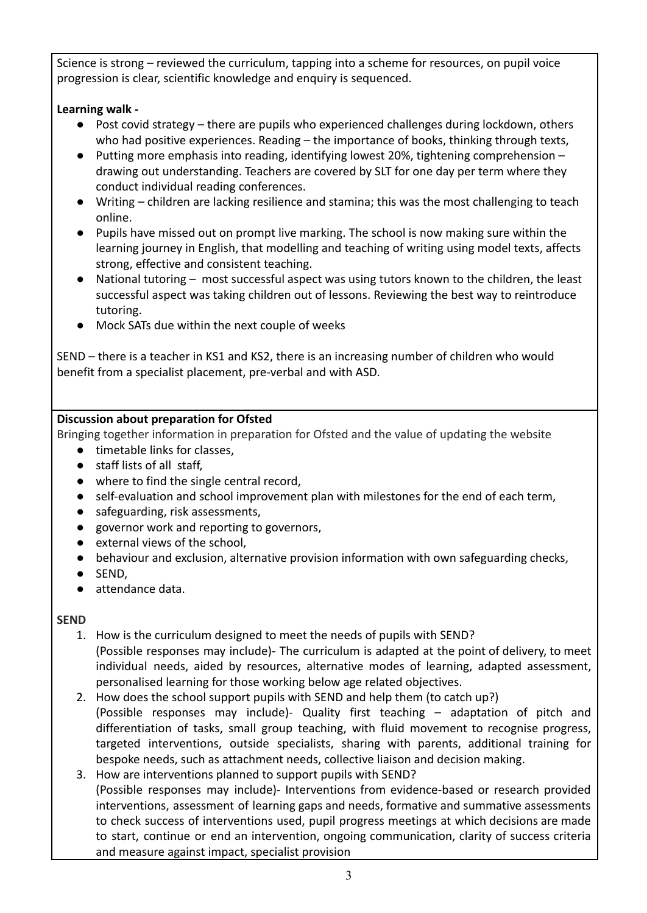Science is strong – reviewed the curriculum, tapping into a scheme for resources, on pupil voice progression is clear, scientific knowledge and enquiry is sequenced.

**Learning walk -**

- Post covid strategy – there are pupils who experienced challenges during lockdown, others who had positive experiences. Reading – the importance of books, thinking through texts,
- Putting more emphasis into reading, identifying lowest 20%, tightening comprehension – drawing out understanding. Teachers are covered by SLT for one day per term where they conduct individual reading conferences.
- Writing – children are lacking resilience and stamina; this was the most challenging to teach online.
- Pupils have missed out on prompt live marking. The school is now making sure within the learning journey in English, that modelling and teaching of writing using model texts, affects strong, effective and consistent teaching.
- National tutoring – most successful aspect was using tutors known to the children, the least successful aspect was taking children out of lessons. Reviewing the best way to reintroduce tutoring.
- Mock SATs due within the next couple of weeks

SEND – there is a teacher in KS1 and KS2, there is an increasing number of children who would benefit from a specialist placement, pre-verbal and with ASD.

**Discussion about preparation for Ofsted**

Bringing together information in preparation for Ofsted and the value of updating the website

- timetable links for classes,
- staff lists of all staff,
- where to find the single central record,
- self-evaluation and school improvement plan with milestones for the end of each term,
- safeguarding, risk assessments,
- governor work and reporting to governors,
- external views of the school,
- behaviour and exclusion, alternative provision information with own safeguarding checks,
- SEND,
- attendance data.

**SEND**

1. How is the curriculum designed to meet the needs of pupils with SEND?
   (Possible responses may include)- The curriculum is adapted at the point of delivery, to meet individual needs, aided by resources, alternative modes of learning, adapted assessment, personalised learning for those working below age related objectives.
2. How does the school support pupils with SEND and help them (to catch up?)
   (Possible responses may include)- Quality first teaching – adaptation of pitch and differentiation of tasks, small group teaching, with fluid movement to recognise progress, targeted interventions, outside specialists, sharing with parents, additional training for bespoke needs, such as attachment needs, collective liaison and decision making.
3. How are interventions planned to support pupils with SEND?
   (Possible responses may include)- Interventions from evidence-based or research provided interventions, assessment of learning gaps and needs, formative and summative assessments to check success of interventions used, pupil progress meetings at which decisions are made to start, continue or end an intervention, ongoing communication, clarity of success criteria and measure against impact, specialist provision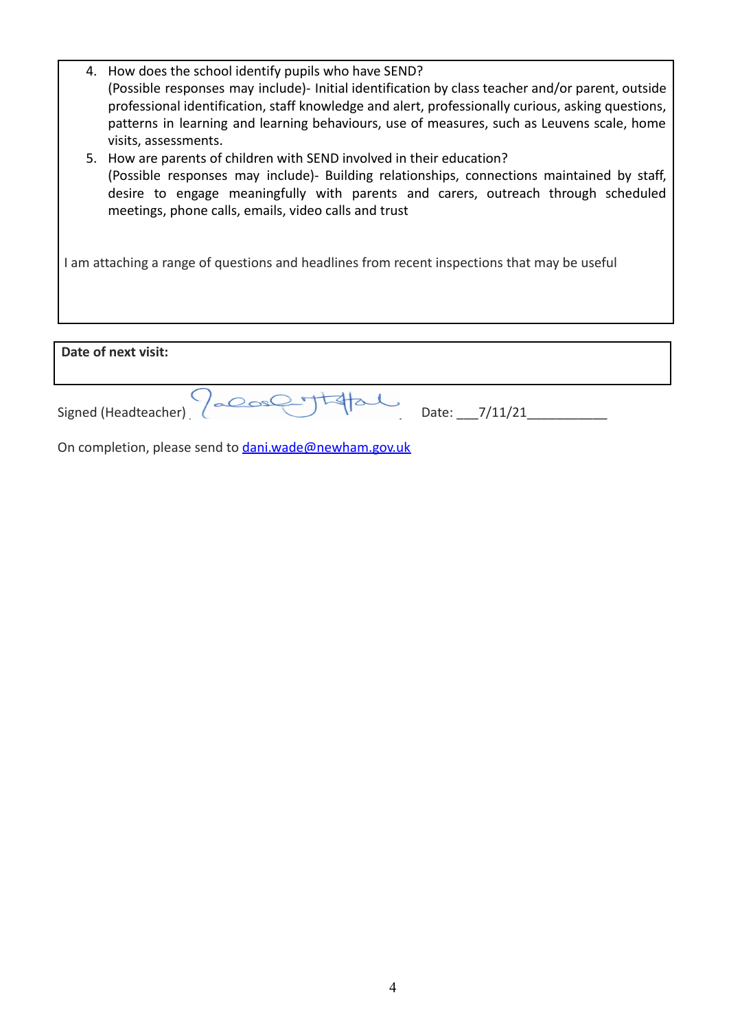4. How does the school identify pupils who have SEND?
   (Possible responses may include)- Initial identification by class teacher and/or parent, outside professional identification, staff knowledge and alert, professionally curious, asking questions, patterns in learning and learning behaviours, use of measures, such as Leuvens scale, home visits, assessments.
5. How are parents of children with SEND involved in their education?
   (Possible responses may include)- Building relationships, connections maintained by staff, desire to engage meaningfully with parents and carers, outreach through scheduled meetings, phone calls, emails, video calls and trust

I am attaching a range of questions and headlines from recent inspections that may be useful

| |
|---|
| **Date of next visit:** |

Signed (Headteacher) [signature] Date: ___7/11/21___________

On completion, please send to [dani.wade@newham.gov.uk](mailto:dani.wade@newham.gov.uk)